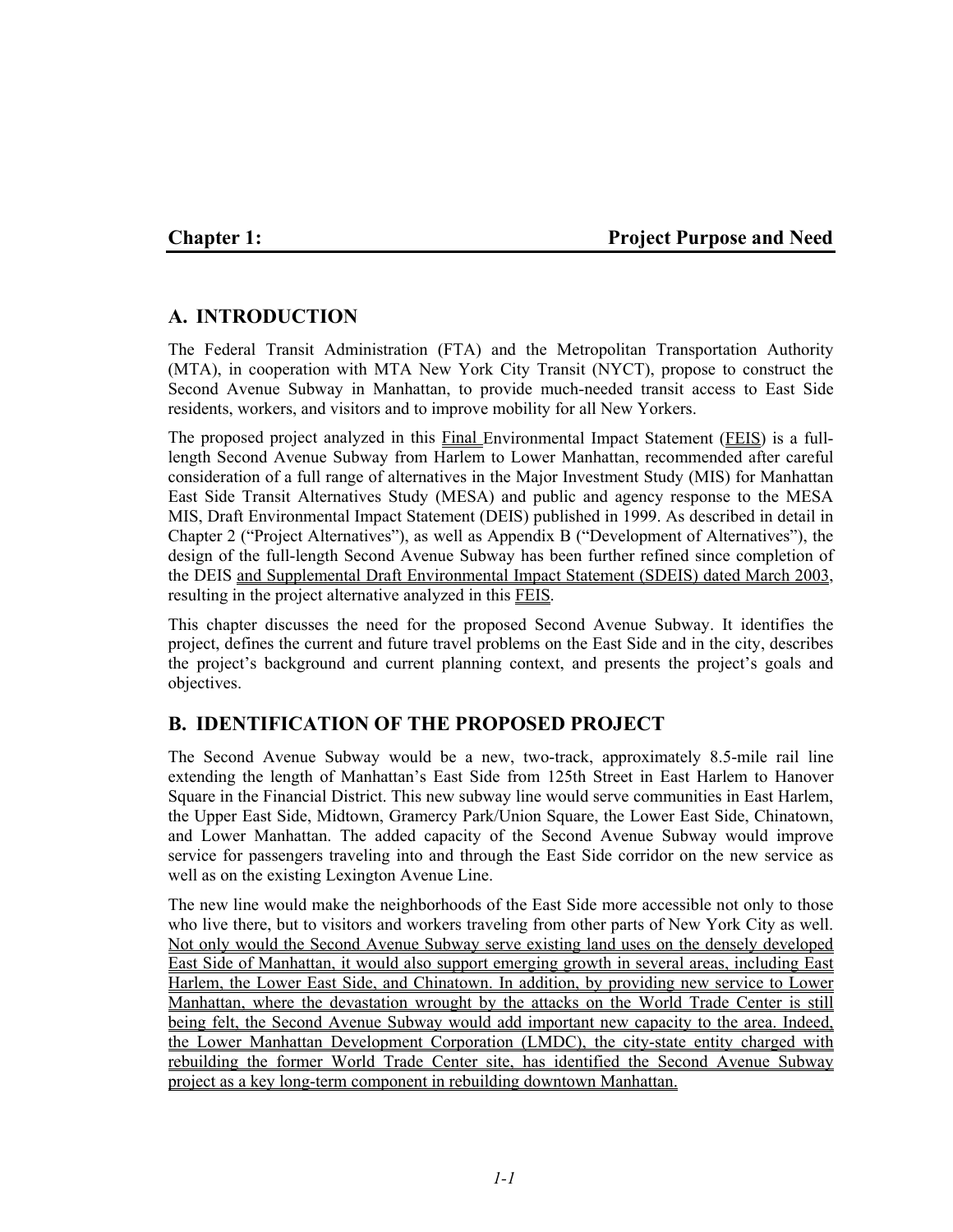# Chapter 1: Project Purpose and Need

## A. INTRODUCTION

The Federal Transit Administration (FTA) and the Metropolitan Transportation Authority (MTA), in cooperation with MTA New York City Transit (NYCT), propose to construct the Second Avenue Subway in Manhattan, to provide much-needed transit access to East Side residents, workers, and visitors and to improve mobility for all New Yorkers.

The proposed project analyzed in this Final Environmental Impact Statement (FEIS) is a full-length Second Avenue Subway from Harlem to Lower Manhattan, recommended after careful consideration of a full range of alternatives in the Major Investment Study (MIS) for Manhattan East Side Transit Alternatives Study (MESA) and public and agency response to the MESA MIS, Draft Environmental Impact Statement (DEIS) published in 1999. As described in detail in Chapter 2 ("Project Alternatives"), as well as Appendix B ("Development of Alternatives"), the design of the full-length Second Avenue Subway has been further refined since completion of the DEIS and Supplemental Draft Environmental Impact Statement (SDEIS) dated March 2003, resulting in the project alternative analyzed in this FEIS.

This chapter discusses the need for the proposed Second Avenue Subway. It identifies the project, defines the current and future travel problems on the East Side and in the city, describes the project's background and current planning context, and presents the project's goals and objectives.

## B. IDENTIFICATION OF THE PROPOSED PROJECT

The Second Avenue Subway would be a new, two-track, approximately 8.5-mile rail line extending the length of Manhattan's East Side from 125th Street in East Harlem to Hanover Square in the Financial District. This new subway line would serve communities in East Harlem, the Upper East Side, Midtown, Gramercy Park/Union Square, the Lower East Side, Chinatown, and Lower Manhattan. The added capacity of the Second Avenue Subway would improve service for passengers traveling into and through the East Side corridor on the new service as well as on the existing Lexington Avenue Line.

The new line would make the neighborhoods of the East Side more accessible not only to those who live there, but to visitors and workers traveling from other parts of New York City as well. Not only would the Second Avenue Subway serve existing land uses on the densely developed East Side of Manhattan, it would also support emerging growth in several areas, including East Harlem, the Lower East Side, and Chinatown. In addition, by providing new service to Lower Manhattan, where the devastation wrought by the attacks on the World Trade Center is still being felt, the Second Avenue Subway would add important new capacity to the area. Indeed, the Lower Manhattan Development Corporation (LMDC), the city-state entity charged with rebuilding the former World Trade Center site, has identified the Second Avenue Subway project as a key long-term component in rebuilding downtown Manhattan.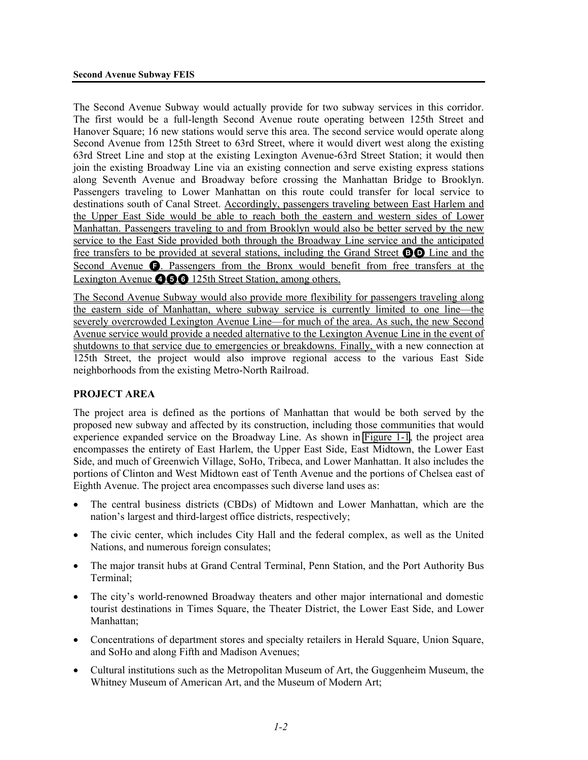The Second Avenue Subway would actually provide for two subway services in this corridor. The first would be a full-length Second Avenue route operating between 125th Street and Hanover Square; 16 new stations would serve this area. The second service would operate along Second Avenue from 125th Street to 63rd Street, where it would divert west along the existing 63rd Street Line and stop at the existing Lexington Avenue-63rd Street Station; it would then join the existing Broadway Line via an existing connection and serve existing express stations along Seventh Avenue and Broadway before crossing the Manhattan Bridge to Brooklyn. Passengers traveling to Lower Manhattan on this route could transfer for local service to destinations south of Canal Street. Accordingly, passengers traveling between East Harlem and the Upper East Side would be able to reach both the eastern and western sides of Lower Manhattan. Passengers traveling to and from Brooklyn would also be better served by the new service to the East Side provided both through the Broadway Line service and the anticipated free transfers to be provided at several stations, including the Grand Street B D Line and the Second Avenue F. Passengers from the Bronx would benefit from free transfers at the Lexington Avenue 4 5 6 125th Street Station, among others.

The Second Avenue Subway would also provide more flexibility for passengers traveling along the eastern side of Manhattan, where subway service is currently limited to one line—the severely overcrowded Lexington Avenue Line—for much of the area. As such, the new Second Avenue service would provide a needed alternative to the Lexington Avenue Line in the event of shutdowns to that service due to emergencies or breakdowns. Finally, with a new connection at 125th Street, the project would also improve regional access to the various East Side neighborhoods from the existing Metro-North Railroad.

## PROJECT AREA

The project area is defined as the portions of Manhattan that would be both served by the proposed new subway and affected by its construction, including those communities that would experience expanded service on the Broadway Line. As shown in Figure 1-1, the project area encompasses the entirety of East Harlem, the Upper East Side, East Midtown, the Lower East Side, and much of Greenwich Village, SoHo, Tribeca, and Lower Manhattan. It also includes the portions of Clinton and West Midtown east of Tenth Avenue and the portions of Chelsea east of Eighth Avenue. The project area encompasses such diverse land uses as:

- The central business districts (CBDs) of Midtown and Lower Manhattan, which are the nation's largest and third-largest office districts, respectively;
- The civic center, which includes City Hall and the federal complex, as well as the United Nations, and numerous foreign consulates;
- The major transit hubs at Grand Central Terminal, Penn Station, and the Port Authority Bus Terminal;
- The city's world-renowned Broadway theaters and other major international and domestic tourist destinations in Times Square, the Theater District, the Lower East Side, and Lower Manhattan;
- Concentrations of department stores and specialty retailers in Herald Square, Union Square, and SoHo and along Fifth and Madison Avenues;
- Cultural institutions such as the Metropolitan Museum of Art, the Guggenheim Museum, the Whitney Museum of American Art, and the Museum of Modern Art;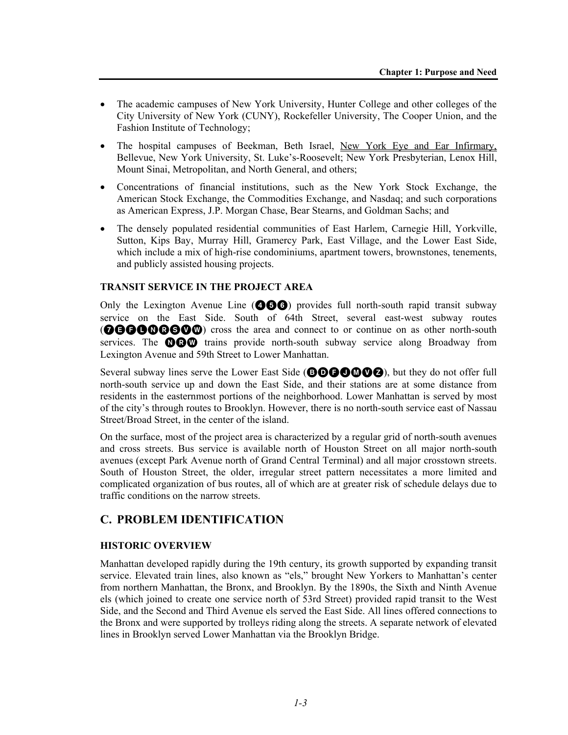- The academic campuses of New York University, Hunter College and other colleges of the City University of New York (CUNY), Rockefeller University, The Cooper Union, and the Fashion Institute of Technology;
- The hospital campuses of Beekman, Beth Israel, <u>New York Eye and Ear Infirmary,</u> Bellevue, New York University, St. Luke's-Roosevelt; New York Presbyterian, Lenox Hill, Mount Sinai, Metropolitan, and North General, and others;
- Concentrations of financial institutions, such as the New York Stock Exchange, the American Stock Exchange, the Commodities Exchange, and Nasdaq; and such corporations as American Express, J.P. Morgan Chase, Bear Stearns, and Goldman Sachs; and
- The densely populated residential communities of East Harlem, Carnegie Hill, Yorkville, Sutton, Kips Bay, Murray Hill, Gramercy Park, East Village, and the Lower East Side, which include a mix of high-rise condominiums, apartment towers, brownstones, tenements, and publicly assisted housing projects.

### TRANSIT SERVICE IN THE PROJECT AREA

Only the Lexington Avenue Line (4 5 6) provides full north-south rapid transit subway service on the East Side. South of 64th Street, several east-west subway routes (7 E F L N R S V W) cross the area and connect to or continue on as other north-south services. The N R W trains provide north-south subway service along Broadway from Lexington Avenue and 59th Street to Lower Manhattan.

Several subway lines serve the Lower East Side (B D F J M V Z), but they do not offer full north-south service up and down the East Side, and their stations are at some distance from residents in the easternmost portions of the neighborhood. Lower Manhattan is served by most of the city's through routes to Brooklyn. However, there is no north-south service east of Nassau Street/Broad Street, in the center of the island.

On the surface, most of the project area is characterized by a regular grid of north-south avenues and cross streets. Bus service is available north of Houston Street on all major north-south avenues (except Park Avenue north of Grand Central Terminal) and all major crosstown streets. South of Houston Street, the older, irregular street pattern necessitates a more limited and complicated organization of bus routes, all of which are at greater risk of schedule delays due to traffic conditions on the narrow streets.

## C. PROBLEM IDENTIFICATION

### HISTORIC OVERVIEW

Manhattan developed rapidly during the 19th century, its growth supported by expanding transit service. Elevated train lines, also known as "els," brought New Yorkers to Manhattan's center from northern Manhattan, the Bronx, and Brooklyn. By the 1890s, the Sixth and Ninth Avenue els (which joined to create one service north of 53rd Street) provided rapid transit to the West Side, and the Second and Third Avenue els served the East Side. All lines offered connections to the Bronx and were supported by trolleys riding along the streets. A separate network of elevated lines in Brooklyn served Lower Manhattan via the Brooklyn Bridge.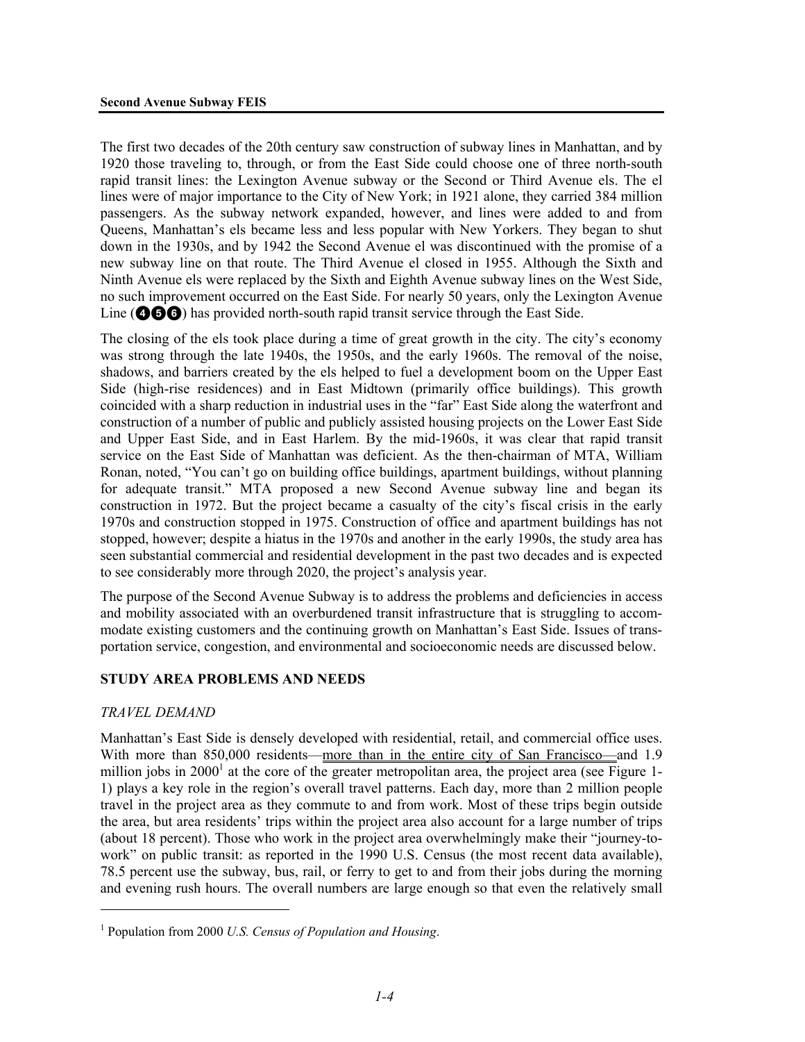The first two decades of the 20th century saw construction of subway lines in Manhattan, and by 1920 those traveling to, through, or from the East Side could choose one of three north-south rapid transit lines: the Lexington Avenue subway or the Second or Third Avenue els. The el lines were of major importance to the City of New York; in 1921 alone, they carried 384 million passengers. As the subway network expanded, however, and lines were added to and from Queens, Manhattan's els became less and less popular with New Yorkers. They began to shut down in the 1930s, and by 1942 the Second Avenue el was discontinued with the promise of a new subway line on that route. The Third Avenue el closed in 1955. Although the Sixth and Ninth Avenue els were replaced by the Sixth and Eighth Avenue subway lines on the West Side, no such improvement occurred on the East Side. For nearly 50 years, only the Lexington Avenue Line (❹❺❻) has provided north-south rapid transit service through the East Side.

The closing of the els took place during a time of great growth in the city. The city's economy was strong through the late 1940s, the 1950s, and the early 1960s. The removal of the noise, shadows, and barriers created by the els helped to fuel a development boom on the Upper East Side (high-rise residences) and in East Midtown (primarily office buildings). This growth coincided with a sharp reduction in industrial uses in the "far" East Side along the waterfront and construction of a number of public and publicly assisted housing projects on the Lower East Side and Upper East Side, and in East Harlem. By the mid-1960s, it was clear that rapid transit service on the East Side of Manhattan was deficient. As the then-chairman of MTA, William Ronan, noted, "You can't go on building office buildings, apartment buildings, without planning for adequate transit." MTA proposed a new Second Avenue subway line and began its construction in 1972. But the project became a casualty of the city's fiscal crisis in the early 1970s and construction stopped in 1975. Construction of office and apartment buildings has not stopped, however; despite a hiatus in the 1970s and another in the early 1990s, the study area has seen substantial commercial and residential development in the past two decades and is expected to see considerably more through 2020, the project's analysis year.

The purpose of the Second Avenue Subway is to address the problems and deficiencies in access and mobility associated with an overburdened transit infrastructure that is struggling to accommodate existing customers and the continuing growth on Manhattan's East Side. Issues of transportation service, congestion, and environmental and socioeconomic needs are discussed below.

## STUDY AREA PROBLEMS AND NEEDS

### *TRAVEL DEMAND*

Manhattan's East Side is densely developed with residential, retail, and commercial office uses. With more than 850,000 residents—more than in the entire city of San Francisco—and 1.9 million jobs in 2000[1] at the core of the greater metropolitan area, the project area (see Figure 1-1) plays a key role in the region's overall travel patterns. Each day, more than 2 million people travel in the project area as they commute to and from work. Most of these trips begin outside the area, but area residents' trips within the project area also account for a large number of trips (about 18 percent). Those who work in the project area overwhelmingly make their "journey-to-work" on public transit: as reported in the 1990 U.S. Census (the most recent data available), 78.5 percent use the subway, bus, rail, or ferry to get to and from their jobs during the morning and evening rush hours. The overall numbers are large enough so that even the relatively small

[1] Population from 2000 *U.S. Census of Population and Housing*.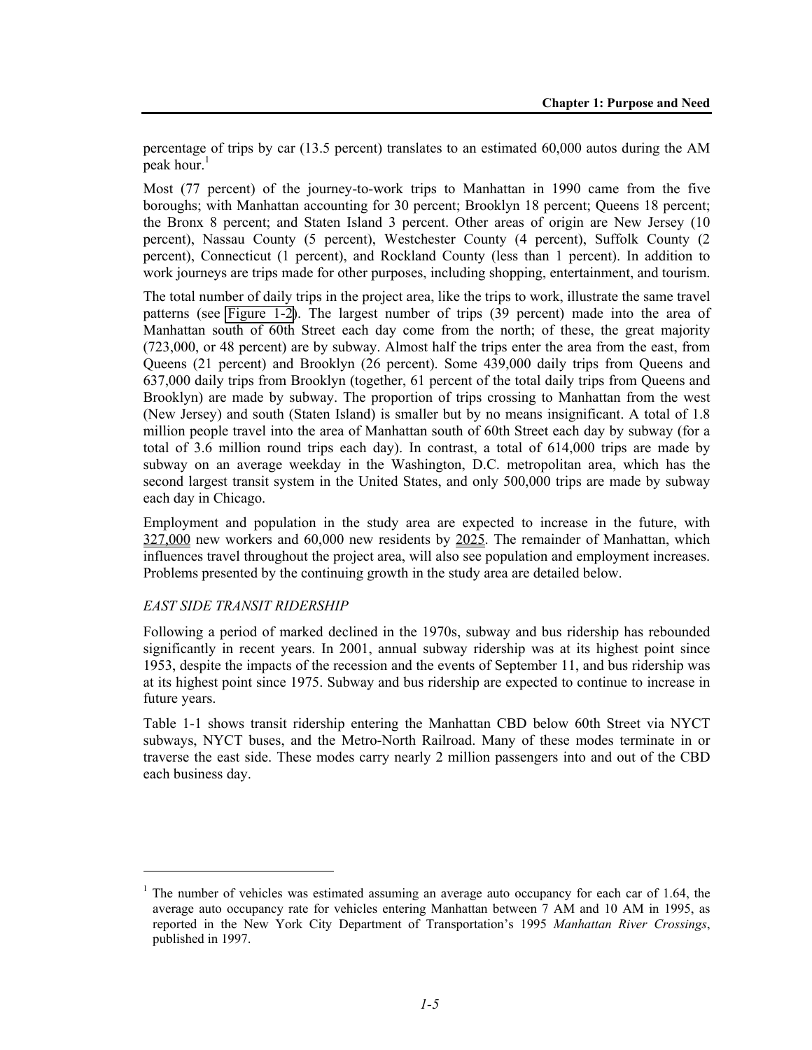percentage of trips by car (13.5 percent) translates to an estimated 60,000 autos during the AM peak hour.[1]

Most (77 percent) of the journey-to-work trips to Manhattan in 1990 came from the five boroughs; with Manhattan accounting for 30 percent; Brooklyn 18 percent; Queens 18 percent; the Bronx 8 percent; and Staten Island 3 percent. Other areas of origin are New Jersey (10 percent), Nassau County (5 percent), Westchester County (4 percent), Suffolk County (2 percent), Connecticut (1 percent), and Rockland County (less than 1 percent). In addition to work journeys are trips made for other purposes, including shopping, entertainment, and tourism.

The total number of daily trips in the project area, like the trips to work, illustrate the same travel patterns (see Figure 1-2). The largest number of trips (39 percent) made into the area of Manhattan south of 60th Street each day come from the north; of these, the great majority (723,000, or 48 percent) are by subway. Almost half the trips enter the area from the east, from Queens (21 percent) and Brooklyn (26 percent). Some 439,000 daily trips from Queens and 637,000 daily trips from Brooklyn (together, 61 percent of the total daily trips from Queens and Brooklyn) are made by subway. The proportion of trips crossing to Manhattan from the west (New Jersey) and south (Staten Island) is smaller but by no means insignificant. A total of 1.8 million people travel into the area of Manhattan south of 60th Street each day by subway (for a total of 3.6 million round trips each day). In contrast, a total of 614,000 trips are made by subway on an average weekday in the Washington, D.C. metropolitan area, which has the second largest transit system in the United States, and only 500,000 trips are made by subway each day in Chicago.

Employment and population in the study area are expected to increase in the future, with 327,000 new workers and 60,000 new residents by 2025. The remainder of Manhattan, which influences travel throughout the project area, will also see population and employment increases. Problems presented by the continuing growth in the study area are detailed below.

*EAST SIDE TRANSIT RIDERSHIP*

Following a period of marked declined in the 1970s, subway and bus ridership has rebounded significantly in recent years. In 2001, annual subway ridership was at its highest point since 1953, despite the impacts of the recession and the events of September 11, and bus ridership was at its highest point since 1975. Subway and bus ridership are expected to continue to increase in future years.

Table 1-1 shows transit ridership entering the Manhattan CBD below 60th Street via NYCT subways, NYCT buses, and the Metro-North Railroad. Many of these modes terminate in or traverse the east side. These modes carry nearly 2 million passengers into and out of the CBD each business day.

---

[1] The number of vehicles was estimated assuming an average auto occupancy for each car of 1.64, the average auto occupancy rate for vehicles entering Manhattan between 7 AM and 10 AM in 1995, as reported in the New York City Department of Transportation's 1995 *Manhattan River Crossings*, published in 1997.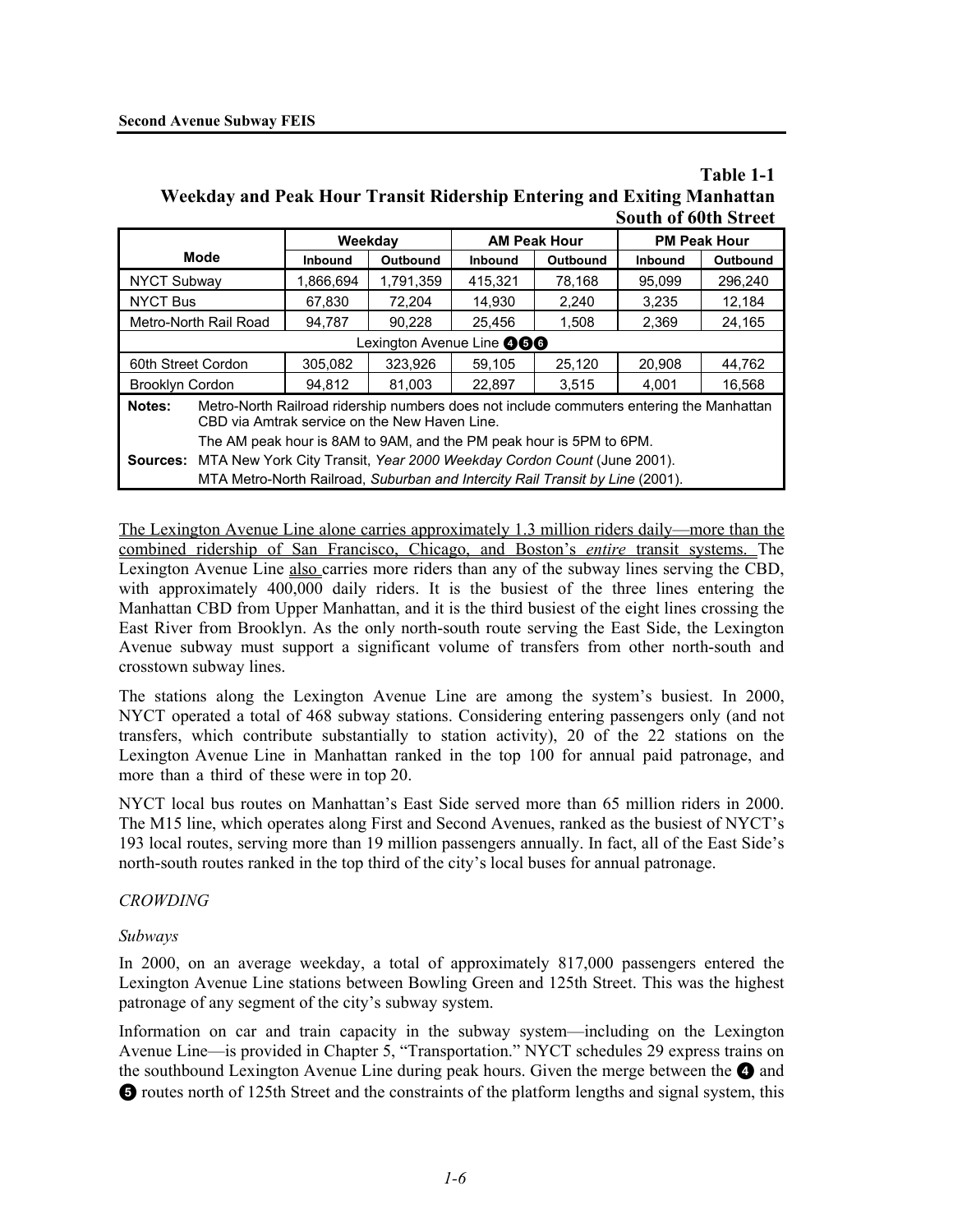**Table 1-1**
**Weekday and Peak Hour Transit Ridership Entering and Exiting Manhattan South of 60th Street**

| Mode | Weekday | | AM Peak Hour | | PM Peak Hour | |
|---|---|---|---|---|---|---|
| | Inbound | Outbound | Inbound | Outbound | Inbound | Outbound |
| NYCT Subway | 1,866,694 | 1,791,359 | 415,321 | 78,168 | 95,099 | 296,240 |
| NYCT Bus | 67,830 | 72,204 | 14,930 | 2,240 | 3,235 | 12,184 |
| Metro-North Rail Road | 94,787 | 90,228 | 25,456 | 1,508 | 2,369 | 24,165 |
| Lexington Avenue Line ❹❺❻ | | | | | | |
| 60th Street Cordon | 305,082 | 323,926 | 59,105 | 25,120 | 20,908 | 44,762 |
| Brooklyn Cordon | 94,812 | 81,003 | 22,897 | 3,515 | 4,001 | 16,568 |

**Notes:** Metro-North Railroad ridership numbers does not include commuters entering the Manhattan CBD via Amtrak service on the New Haven Line.
The AM peak hour is 8AM to 9AM, and the PM peak hour is 5PM to 6PM.

**Sources:** MTA New York City Transit, *Year 2000 Weekday Cordon Count* (June 2001).
MTA Metro-North Railroad, *Suburban and Intercity Rail Transit by Line* (2001).

The Lexington Avenue Line alone carries approximately 1.3 million riders daily—more than the combined ridership of San Francisco, Chicago, and Boston's *entire* transit systems. The Lexington Avenue Line also carries more riders than any of the subway lines serving the CBD, with approximately 400,000 daily riders. It is the busiest of the three lines entering the Manhattan CBD from Upper Manhattan, and it is the third busiest of the eight lines crossing the East River from Brooklyn. As the only north-south route serving the East Side, the Lexington Avenue subway must support a significant volume of transfers from other north-south and crosstown subway lines.

The stations along the Lexington Avenue Line are among the system's busiest. In 2000, NYCT operated a total of 468 subway stations. Considering entering passengers only (and not transfers, which contribute substantially to station activity), 20 of the 22 stations on the Lexington Avenue Line in Manhattan ranked in the top 100 for annual paid patronage, and more than a third of these were in top 20.

NYCT local bus routes on Manhattan's East Side served more than 65 million riders in 2000. The M15 line, which operates along First and Second Avenues, ranked as the busiest of NYCT's 193 local routes, serving more than 19 million passengers annually. In fact, all of the East Side's north-south routes ranked in the top third of the city's local buses for annual patronage.

*CROWDING*

*Subways*

In 2000, on an average weekday, a total of approximately 817,000 passengers entered the Lexington Avenue Line stations between Bowling Green and 125th Street. This was the highest patronage of any segment of the city's subway system.

Information on car and train capacity in the subway system—including on the Lexington Avenue Line—is provided in Chapter 5, "Transportation." NYCT schedules 29 express trains on the southbound Lexington Avenue Line during peak hours. Given the merge between the ❹ and ❺ routes north of 125th Street and the constraints of the platform lengths and signal system, this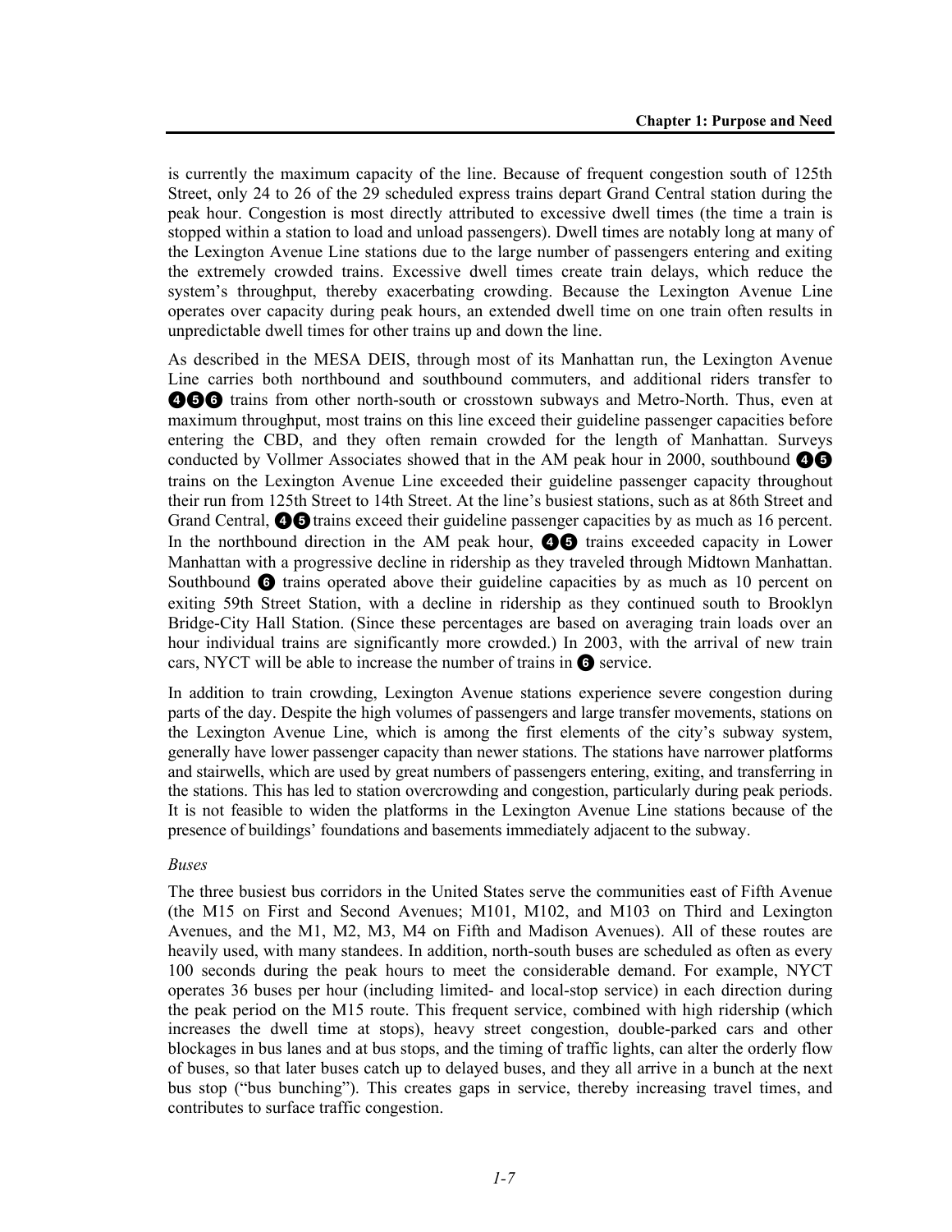is currently the maximum capacity of the line. Because of frequent congestion south of 125th Street, only 24 to 26 of the 29 scheduled express trains depart Grand Central station during the peak hour. Congestion is most directly attributed to excessive dwell times (the time a train is stopped within a station to load and unload passengers). Dwell times are notably long at many of the Lexington Avenue Line stations due to the large number of passengers entering and exiting the extremely crowded trains. Excessive dwell times create train delays, which reduce the system's throughput, thereby exacerbating crowding. Because the Lexington Avenue Line operates over capacity during peak hours, an extended dwell time on one train often results in unpredictable dwell times for other trains up and down the line.

As described in the MESA DEIS, through most of its Manhattan run, the Lexington Avenue Line carries both northbound and southbound commuters, and additional riders transfer to ❹❺❻ trains from other north-south or crosstown subways and Metro-North. Thus, even at maximum throughput, most trains on this line exceed their guideline passenger capacities before entering the CBD, and they often remain crowded for the length of Manhattan. Surveys conducted by Vollmer Associates showed that in the AM peak hour in 2000, southbound ❹❺ trains on the Lexington Avenue Line exceeded their guideline passenger capacity throughout their run from 125th Street to 14th Street. At the line's busiest stations, such as at 86th Street and Grand Central, ❹❺ trains exceed their guideline passenger capacities by as much as 16 percent. In the northbound direction in the AM peak hour, ❹❺ trains exceeded capacity in Lower Manhattan with a progressive decline in ridership as they traveled through Midtown Manhattan. Southbound ❻ trains operated above their guideline capacities by as much as 10 percent on exiting 59th Street Station, with a decline in ridership as they continued south to Brooklyn Bridge-City Hall Station. (Since these percentages are based on averaging train loads over an hour individual trains are significantly more crowded.) In 2003, with the arrival of new train cars, NYCT will be able to increase the number of trains in ❻ service.

In addition to train crowding, Lexington Avenue stations experience severe congestion during parts of the day. Despite the high volumes of passengers and large transfer movements, stations on the Lexington Avenue Line, which is among the first elements of the city's subway system, generally have lower passenger capacity than newer stations. The stations have narrower platforms and stairwells, which are used by great numbers of passengers entering, exiting, and transferring in the stations. This has led to station overcrowding and congestion, particularly during peak periods. It is not feasible to widen the platforms in the Lexington Avenue Line stations because of the presence of buildings' foundations and basements immediately adjacent to the subway.

*Buses*

The three busiest bus corridors in the United States serve the communities east of Fifth Avenue (the M15 on First and Second Avenues; M101, M102, and M103 on Third and Lexington Avenues, and the M1, M2, M3, M4 on Fifth and Madison Avenues). All of these routes are heavily used, with many standees. In addition, north-south buses are scheduled as often as every 100 seconds during the peak hours to meet the considerable demand. For example, NYCT operates 36 buses per hour (including limited- and local-stop service) in each direction during the peak period on the M15 route. This frequent service, combined with high ridership (which increases the dwell time at stops), heavy street congestion, double-parked cars and other blockages in bus lanes and at bus stops, and the timing of traffic lights, can alter the orderly flow of buses, so that later buses catch up to delayed buses, and they all arrive in a bunch at the next bus stop ("bus bunching"). This creates gaps in service, thereby increasing travel times, and contributes to surface traffic congestion.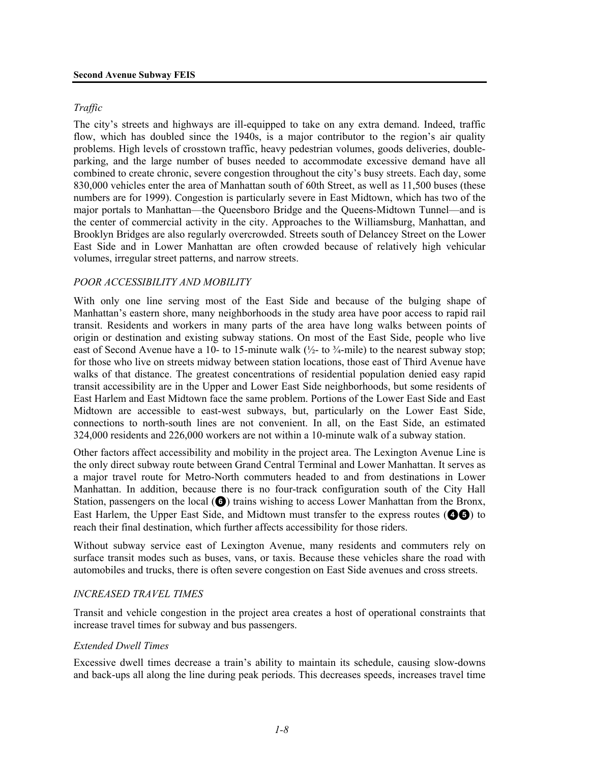*Traffic*

The city's streets and highways are ill-equipped to take on any extra demand. Indeed, traffic flow, which has doubled since the 1940s, is a major contributor to the region's air quality problems. High levels of crosstown traffic, heavy pedestrian volumes, goods deliveries, double-parking, and the large number of buses needed to accommodate excessive demand have all combined to create chronic, severe congestion throughout the city's busy streets. Each day, some 830,000 vehicles enter the area of Manhattan south of 60th Street, as well as 11,500 buses (these numbers are for 1999). Congestion is particularly severe in East Midtown, which has two of the major portals to Manhattan—the Queensboro Bridge and the Queens-Midtown Tunnel—and is the center of commercial activity in the city. Approaches to the Williamsburg, Manhattan, and Brooklyn Bridges are also regularly overcrowded. Streets south of Delancey Street on the Lower East Side and in Lower Manhattan are often crowded because of relatively high vehicular volumes, irregular street patterns, and narrow streets.

*POOR ACCESSIBILITY AND MOBILITY*

With only one line serving most of the East Side and because of the bulging shape of Manhattan's eastern shore, many neighborhoods in the study area have poor access to rapid rail transit. Residents and workers in many parts of the area have long walks between points of origin or destination and existing subway stations. On most of the East Side, people who live east of Second Avenue have a 10- to 15-minute walk (½- to ¾-mile) to the nearest subway stop; for those who live on streets midway between station locations, those east of Third Avenue have walks of that distance. The greatest concentrations of residential population denied easy rapid transit accessibility are in the Upper and Lower East Side neighborhoods, but some residents of East Harlem and East Midtown face the same problem. Portions of the Lower East Side and East Midtown are accessible to east-west subways, but, particularly on the Lower East Side, connections to north-south lines are not convenient. In all, on the East Side, an estimated 324,000 residents and 226,000 workers are not within a 10-minute walk of a subway station.

Other factors affect accessibility and mobility in the project area. The Lexington Avenue Line is the only direct subway route between Grand Central Terminal and Lower Manhattan. It serves as a major travel route for Metro-North commuters headed to and from destinations in Lower Manhattan. In addition, because there is no four-track configuration south of the City Hall Station, passengers on the local (6) trains wishing to access Lower Manhattan from the Bronx, East Harlem, the Upper East Side, and Midtown must transfer to the express routes (4 5) to reach their final destination, which further affects accessibility for those riders.

Without subway service east of Lexington Avenue, many residents and commuters rely on surface transit modes such as buses, vans, or taxis. Because these vehicles share the road with automobiles and trucks, there is often severe congestion on East Side avenues and cross streets.

*INCREASED TRAVEL TIMES*

Transit and vehicle congestion in the project area creates a host of operational constraints that increase travel times for subway and bus passengers.

*Extended Dwell Times*

Excessive dwell times decrease a train's ability to maintain its schedule, causing slow-downs and back-ups all along the line during peak periods. This decreases speeds, increases travel time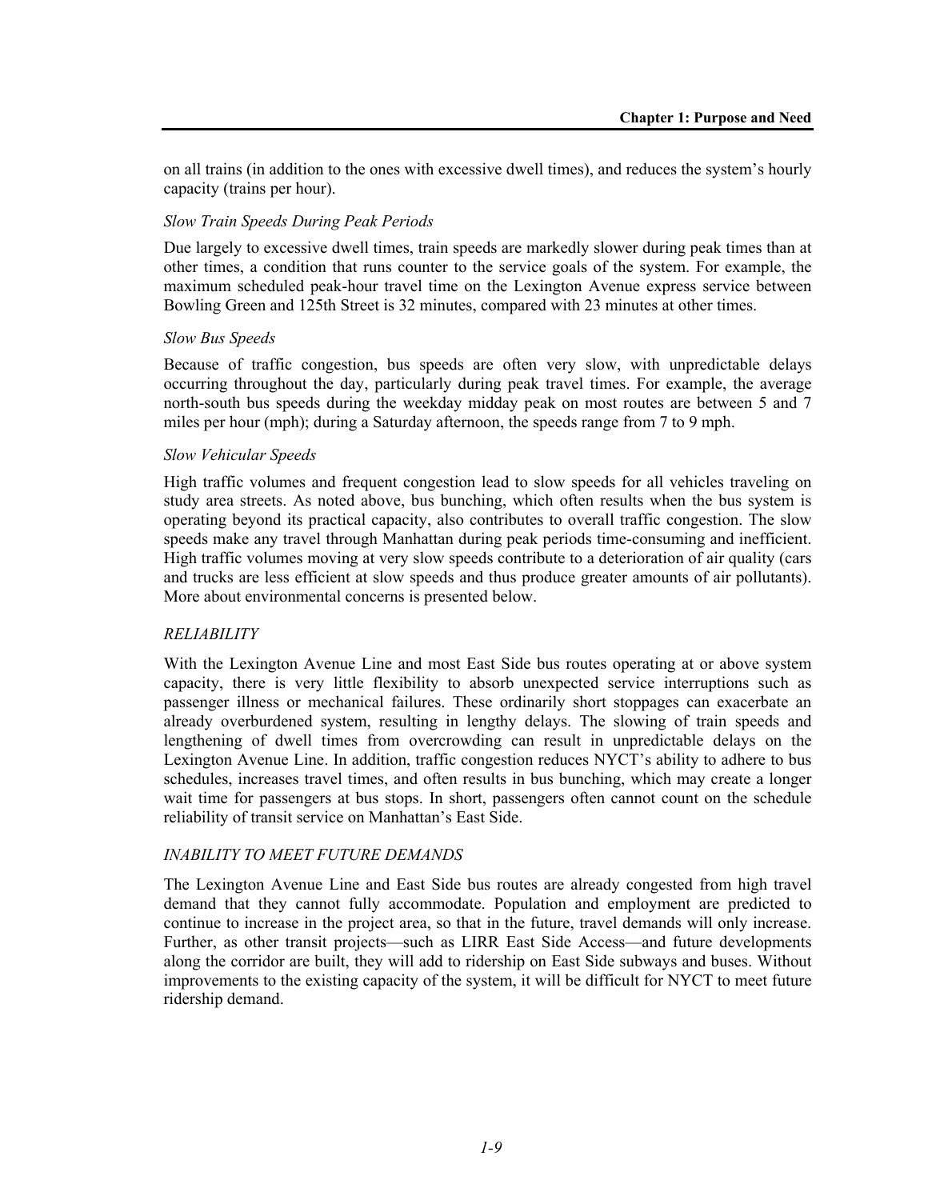on all trains (in addition to the ones with excessive dwell times), and reduces the system's hourly capacity (trains per hour).

*Slow Train Speeds During Peak Periods*

Due largely to excessive dwell times, train speeds are markedly slower during peak times than at other times, a condition that runs counter to the service goals of the system. For example, the maximum scheduled peak-hour travel time on the Lexington Avenue express service between Bowling Green and 125th Street is 32 minutes, compared with 23 minutes at other times.

*Slow Bus Speeds*

Because of traffic congestion, bus speeds are often very slow, with unpredictable delays occurring throughout the day, particularly during peak travel times. For example, the average north-south bus speeds during the weekday midday peak on most routes are between 5 and 7 miles per hour (mph); during a Saturday afternoon, the speeds range from 7 to 9 mph.

*Slow Vehicular Speeds*

High traffic volumes and frequent congestion lead to slow speeds for all vehicles traveling on study area streets. As noted above, bus bunching, which often results when the bus system is operating beyond its practical capacity, also contributes to overall traffic congestion. The slow speeds make any travel through Manhattan during peak periods time-consuming and inefficient. High traffic volumes moving at very slow speeds contribute to a deterioration of air quality (cars and trucks are less efficient at slow speeds and thus produce greater amounts of air pollutants). More about environmental concerns is presented below.

*RELIABILITY*

With the Lexington Avenue Line and most East Side bus routes operating at or above system capacity, there is very little flexibility to absorb unexpected service interruptions such as passenger illness or mechanical failures. These ordinarily short stoppages can exacerbate an already overburdened system, resulting in lengthy delays. The slowing of train speeds and lengthening of dwell times from overcrowding can result in unpredictable delays on the Lexington Avenue Line. In addition, traffic congestion reduces NYCT's ability to adhere to bus schedules, increases travel times, and often results in bus bunching, which may create a longer wait time for passengers at bus stops. In short, passengers often cannot count on the schedule reliability of transit service on Manhattan's East Side.

*INABILITY TO MEET FUTURE DEMANDS*

The Lexington Avenue Line and East Side bus routes are already congested from high travel demand that they cannot fully accommodate. Population and employment are predicted to continue to increase in the project area, so that in the future, travel demands will only increase. Further, as other transit projects—such as LIRR East Side Access—and future developments along the corridor are built, they will add to ridership on East Side subways and buses. Without improvements to the existing capacity of the system, it will be difficult for NYCT to meet future ridership demand.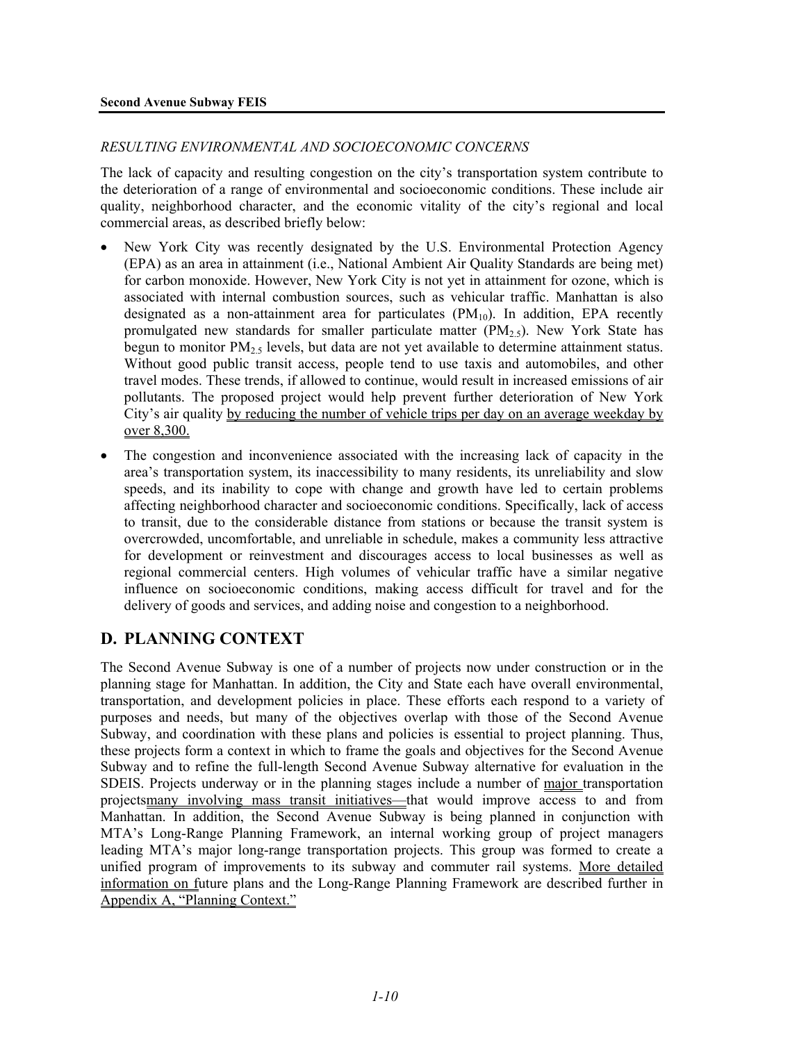*RESULTING ENVIRONMENTAL AND SOCIOECONOMIC CONCERNS*

The lack of capacity and resulting congestion on the city's transportation system contribute to the deterioration of a range of environmental and socioeconomic conditions. These include air quality, neighborhood character, and the economic vitality of the city's regional and local commercial areas, as described briefly below:

- New York City was recently designated by the U.S. Environmental Protection Agency (EPA) as an area in attainment (i.e., National Ambient Air Quality Standards are being met) for carbon monoxide. However, New York City is not yet in attainment for ozone, which is associated with internal combustion sources, such as vehicular traffic. Manhattan is also designated as a non-attainment area for particulates ($PM_{10}$). In addition, EPA recently promulgated new standards for smaller particulate matter ($PM_{2.5}$). New York State has begun to monitor $PM_{2.5}$ levels, but data are not yet available to determine attainment status. Without good public transit access, people tend to use taxis and automobiles, and other travel modes. These trends, if allowed to continue, would result in increased emissions of air pollutants. The proposed project would help prevent further deterioration of New York City's air quality by reducing the number of vehicle trips per day on an average weekday by over 8,300.
- The congestion and inconvenience associated with the increasing lack of capacity in the area's transportation system, its inaccessibility to many residents, its unreliability and slow speeds, and its inability to cope with change and growth have led to certain problems affecting neighborhood character and socioeconomic conditions. Specifically, lack of access to transit, due to the considerable distance from stations or because the transit system is overcrowded, uncomfortable, and unreliable in schedule, makes a community less attractive for development or reinvestment and discourages access to local businesses as well as regional commercial centers. High volumes of vehicular traffic have a similar negative influence on socioeconomic conditions, making access difficult for travel and for the delivery of goods and services, and adding noise and congestion to a neighborhood.

## D. PLANNING CONTEXT

The Second Avenue Subway is one of a number of projects now under construction or in the planning stage for Manhattan. In addition, the City and State each have overall environmental, transportation, and development policies in place. These efforts each respond to a variety of purposes and needs, but many of the objectives overlap with those of the Second Avenue Subway, and coordination with these plans and policies is essential to project planning. Thus, these projects form a context in which to frame the goals and objectives for the Second Avenue Subway and to refine the full-length Second Avenue Subway alternative for evaluation in the SDEIS. Projects underway or in the planning stages include a number of major transportation projects many involving mass transit initiatives—that would improve access to and from Manhattan. In addition, the Second Avenue Subway is being planned in conjunction with MTA's Long-Range Planning Framework, an internal working group of project managers leading MTA's major long-range transportation projects. This group was formed to create a unified program of improvements to its subway and commuter rail systems. More detailed information on future plans and the Long-Range Planning Framework are described further in Appendix A, "Planning Context."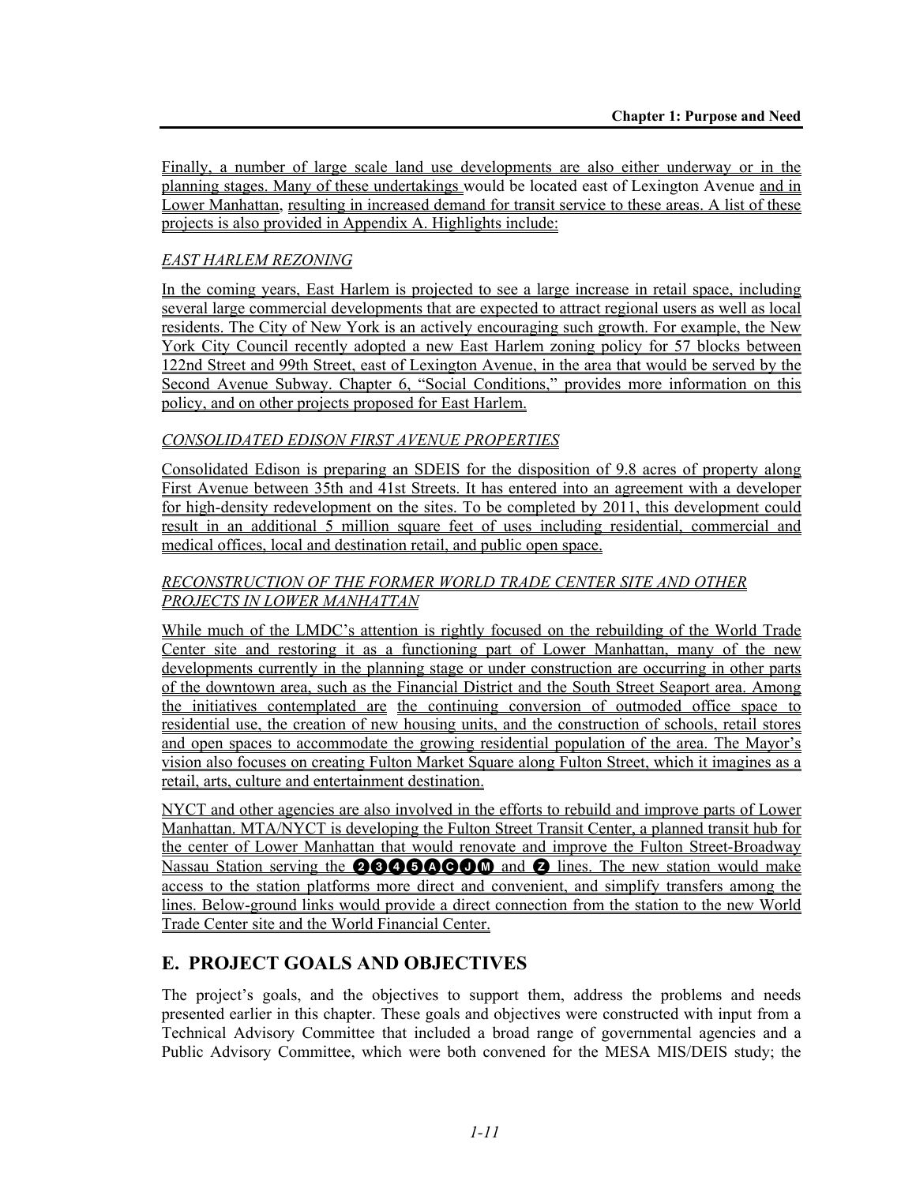Finally, a number of large scale land use developments are also either underway or in the planning stages. Many of these undertakings would be located east of Lexington Avenue and in Lower Manhattan, resulting in increased demand for transit service to these areas. A list of these projects is also provided in Appendix A. Highlights include:

*EAST HARLEM REZONING*

In the coming years, East Harlem is projected to see a large increase in retail space, including several large commercial developments that are expected to attract regional users as well as local residents. The City of New York is an actively encouraging such growth. For example, the New York City Council recently adopted a new East Harlem zoning policy for 57 blocks between 122nd Street and 99th Street, east of Lexington Avenue, in the area that would be served by the Second Avenue Subway. Chapter 6, "Social Conditions," provides more information on this policy, and on other projects proposed for East Harlem.

*CONSOLIDATED EDISON FIRST AVENUE PROPERTIES*

Consolidated Edison is preparing an SDEIS for the disposition of 9.8 acres of property along First Avenue between 35th and 41st Streets. It has entered into an agreement with a developer for high-density redevelopment on the sites. To be completed by 2011, this development could result in an additional 5 million square feet of uses including residential, commercial and medical offices, local and destination retail, and public open space.

*RECONSTRUCTION OF THE FORMER WORLD TRADE CENTER SITE AND OTHER PROJECTS IN LOWER MANHATTAN*

While much of the LMDC's attention is rightly focused on the rebuilding of the World Trade Center site and restoring it as a functioning part of Lower Manhattan, many of the new developments currently in the planning stage or under construction are occurring in other parts of the downtown area, such as the Financial District and the South Street Seaport area. Among the initiatives contemplated are the continuing conversion of outmoded office space to residential use, the creation of new housing units, and the construction of schools, retail stores and open spaces to accommodate the growing residential population of the area. The Mayor's vision also focuses on creating Fulton Market Square along Fulton Street, which it imagines as a retail, arts, culture and entertainment destination.

NYCT and other agencies are also involved in the efforts to rebuild and improve parts of Lower Manhattan. MTA/NYCT is developing the Fulton Street Transit Center, a planned transit hub for the center of Lower Manhattan that would renovate and improve the Fulton Street-Broadway Nassau Station serving the 2 3 4 5 A C J M and Z lines. The new station would make access to the station platforms more direct and convenient, and simplify transfers among the lines. Below-ground links would provide a direct connection from the station to the new World Trade Center site and the World Financial Center.

## E. PROJECT GOALS AND OBJECTIVES

The project's goals, and the objectives to support them, address the problems and needs presented earlier in this chapter. These goals and objectives were constructed with input from a Technical Advisory Committee that included a broad range of governmental agencies and a Public Advisory Committee, which were both convened for the MESA MIS/DEIS study; the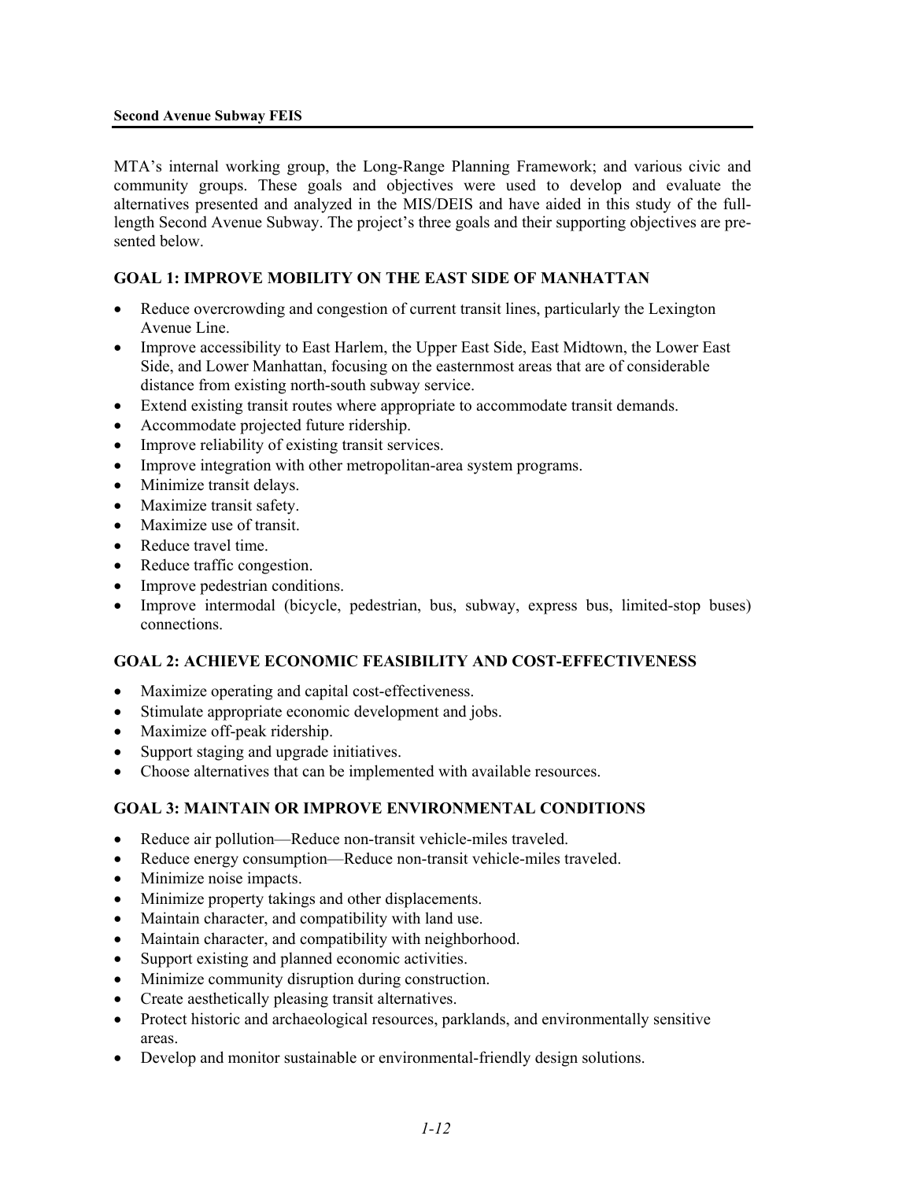MTA's internal working group, the Long-Range Planning Framework; and various civic and community groups. These goals and objectives were used to develop and evaluate the alternatives presented and analyzed in the MIS/DEIS and have aided in this study of the full-length Second Avenue Subway. The project's three goals and their supporting objectives are presented below.

### GOAL 1: IMPROVE MOBILITY ON THE EAST SIDE OF MANHATTAN

- Reduce overcrowding and congestion of current transit lines, particularly the Lexington Avenue Line.
- Improve accessibility to East Harlem, the Upper East Side, East Midtown, the Lower East Side, and Lower Manhattan, focusing on the easternmost areas that are of considerable distance from existing north-south subway service.
- Extend existing transit routes where appropriate to accommodate transit demands.
- Accommodate projected future ridership.
- Improve reliability of existing transit services.
- Improve integration with other metropolitan-area system programs.
- Minimize transit delays.
- Maximize transit safety.
- Maximize use of transit.
- Reduce travel time.
- Reduce traffic congestion.
- Improve pedestrian conditions.
- Improve intermodal (bicycle, pedestrian, bus, subway, express bus, limited-stop buses) connections.

### GOAL 2: ACHIEVE ECONOMIC FEASIBILITY AND COST-EFFECTIVENESS

- Maximize operating and capital cost-effectiveness.
- Stimulate appropriate economic development and jobs.
- Maximize off-peak ridership.
- Support staging and upgrade initiatives.
- Choose alternatives that can be implemented with available resources.

### GOAL 3: MAINTAIN OR IMPROVE ENVIRONMENTAL CONDITIONS

- Reduce air pollution—Reduce non-transit vehicle-miles traveled.
- Reduce energy consumption—Reduce non-transit vehicle-miles traveled.
- Minimize noise impacts.
- Minimize property takings and other displacements.
- Maintain character, and compatibility with land use.
- Maintain character, and compatibility with neighborhood.
- Support existing and planned economic activities.
- Minimize community disruption during construction.
- Create aesthetically pleasing transit alternatives.
- Protect historic and archaeological resources, parklands, and environmentally sensitive areas.
- Develop and monitor sustainable or environmental-friendly design solutions.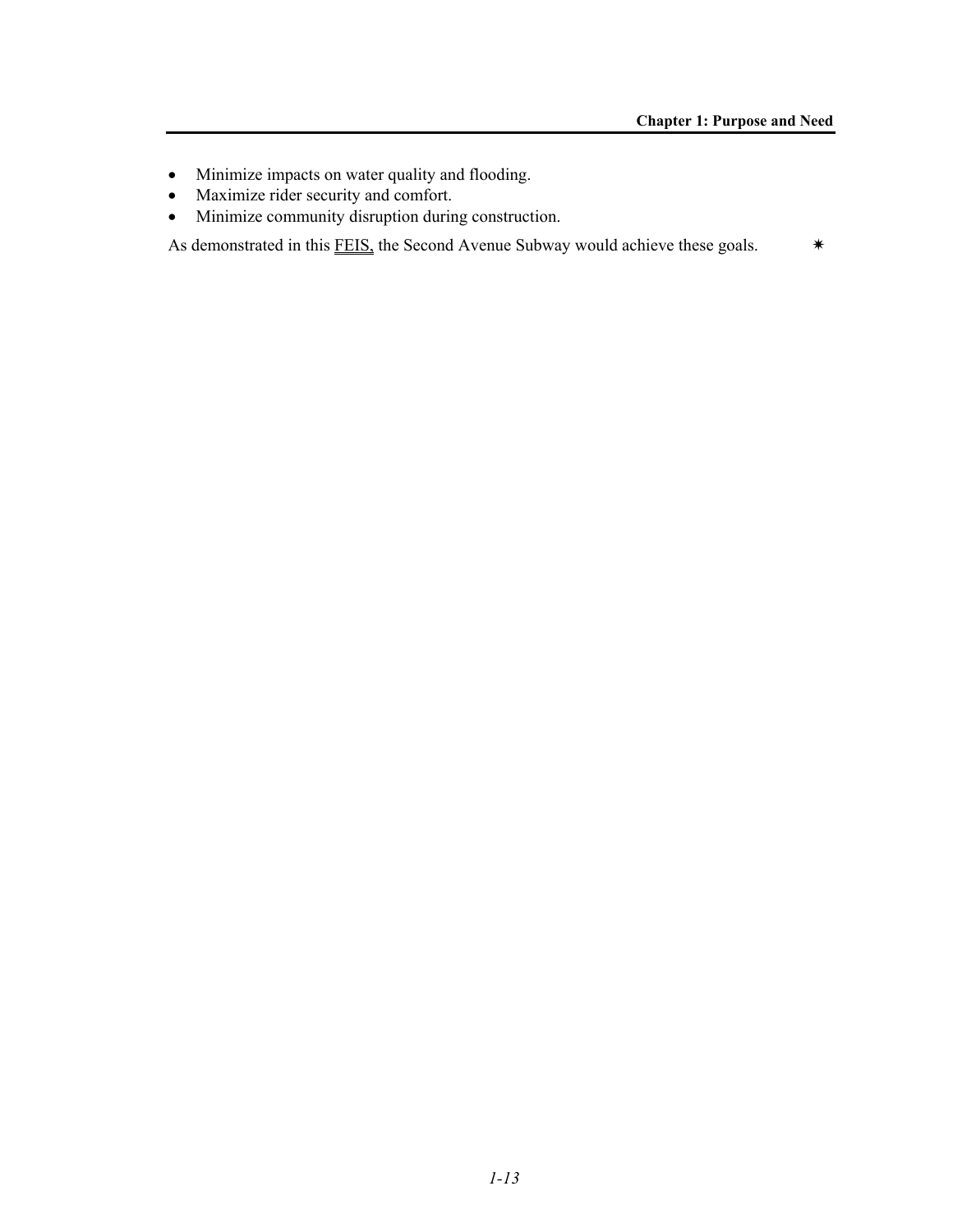- Minimize impacts on water quality and flooding.
- Maximize rider security and comfort.
- Minimize community disruption during construction.

As demonstrated in this FEIS, the Second Avenue Subway would achieve these goals. ✷